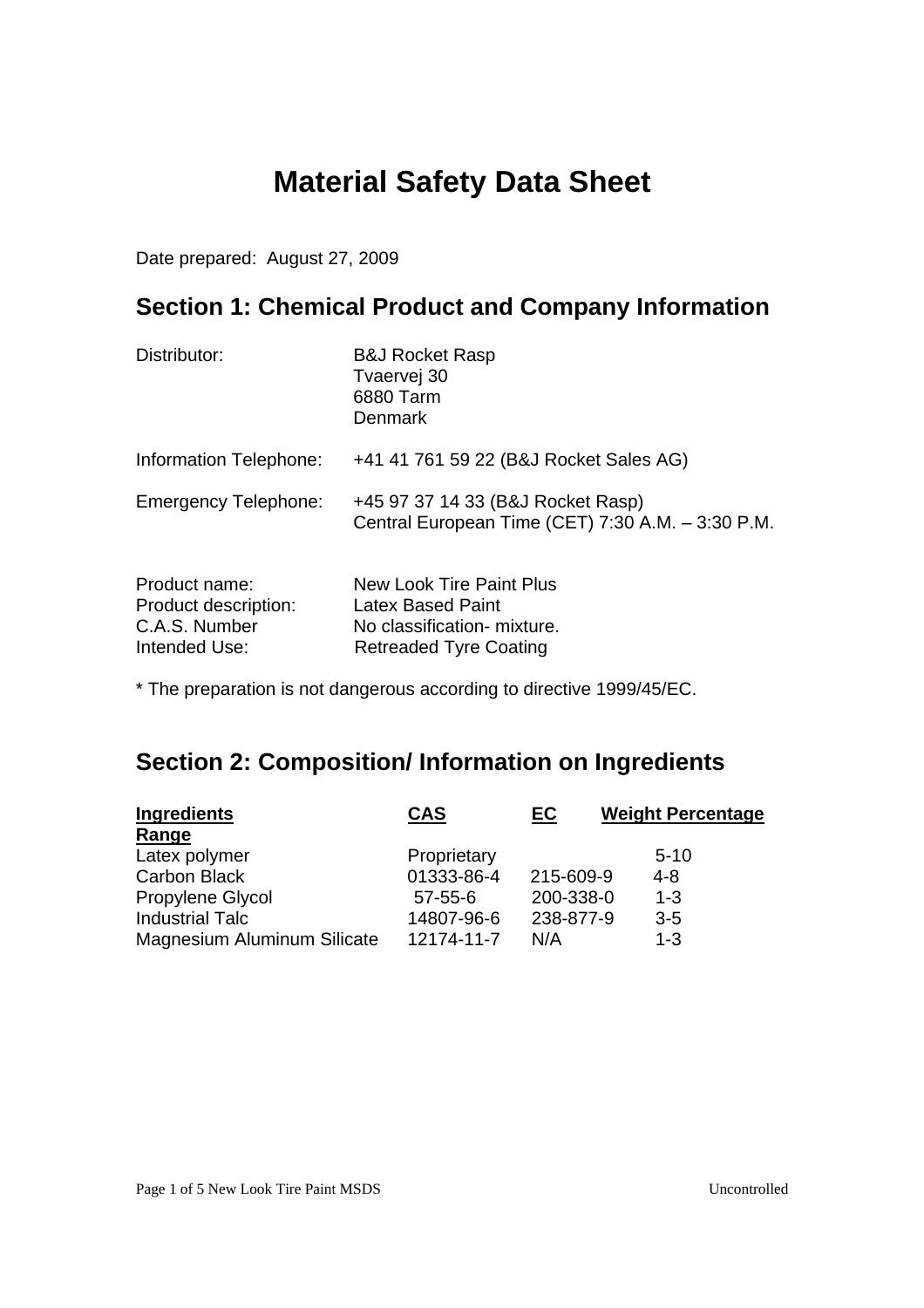# Material Safety Data Sheet

Date prepared: August 27, 2009

## Section 1: Chemical Product and Company Information

Distributor: B&J Rocket Rasp
Tvaervej 30
6880 Tarm
Denmark

Information Telephone: +41 41 761 59 22 (B&J Rocket Sales AG)

Emergency Telephone: +45 97 37 14 33 (B&J Rocket Rasp)
Central European Time (CET) 7:30 A.M. – 3:30 P.M.

Product name: New Look Tire Paint Plus
Product description: Latex Based Paint
C.A.S. Number No classification- mixture.
Intended Use: Retreaded Tyre Coating

* The preparation is not dangerous according to directive 1999/45/EC.

## Section 2: Composition/ Information on Ingredients

| Ingredients | CAS | EC | Weight Percentage Range |
|---|---|---|---|
| Latex polymer | Proprietary | | 5-10 |
| Carbon Black | 01333-86-4 | 215-609-9 | 4-8 |
| Propylene Glycol | 57-55-6 | 200-338-0 | 1-3 |
| Industrial Talc | 14807-96-6 | 238-877-9 | 3-5 |
| Magnesium Aluminum Silicate | 12174-11-7 | N/A | 1-3 |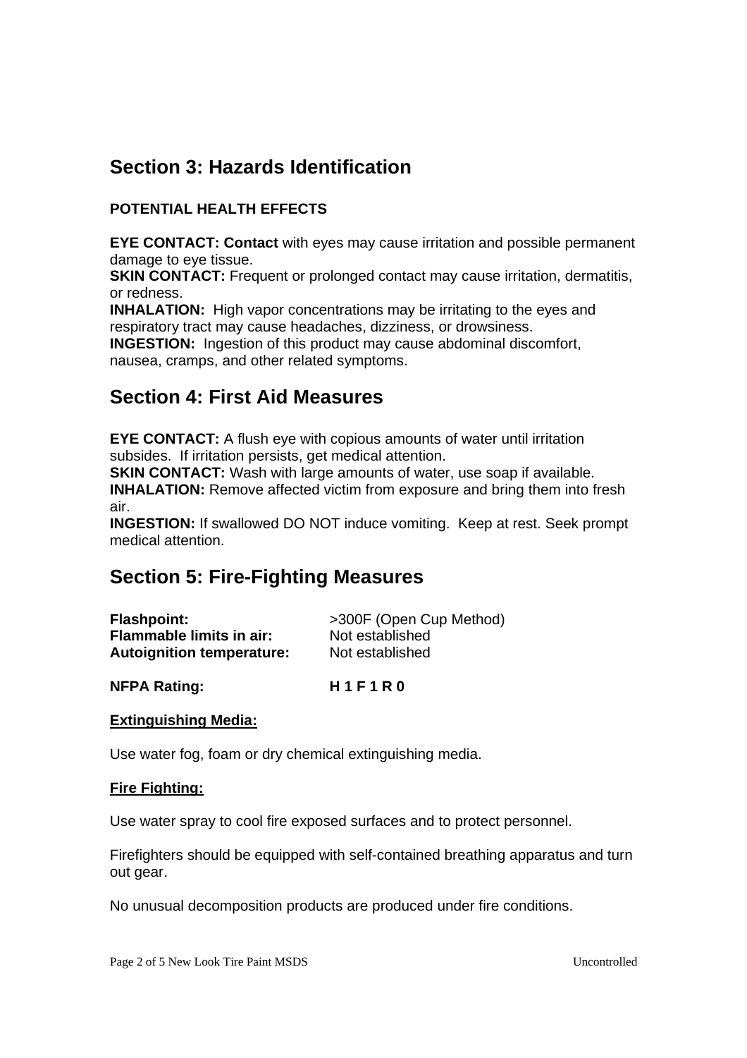## Section 3: Hazards Identification

**POTENTIAL HEALTH EFFECTS**

**EYE CONTACT: Contact** with eyes may cause irritation and possible permanent damage to eye tissue.
**SKIN CONTACT:** Frequent or prolonged contact may cause irritation, dermatitis, or redness.
**INHALATION:** High vapor concentrations may be irritating to the eyes and respiratory tract may cause headaches, dizziness, or drowsiness.
**INGESTION:** Ingestion of this product may cause abdominal discomfort, nausea, cramps, and other related symptoms.

## Section 4: First Aid Measures

**EYE CONTACT:** A flush eye with copious amounts of water until irritation subsides. If irritation persists, get medical attention.
**SKIN CONTACT:** Wash with large amounts of water, use soap if available.
**INHALATION:** Remove affected victim from exposure and bring them into fresh air.
**INGESTION:** If swallowed DO NOT induce vomiting. Keep at rest. Seek prompt medical attention.

## Section 5: Fire-Fighting Measures

| | |
|---|---|
| **Flashpoint:** | >300F (Open Cup Method) |
| **Flammable limits in air:** | Not established |
| **Autoignition temperature:** | Not established |

**NFPA Rating:** **H 1 F 1 R 0**

**Extinguishing Media:**

Use water fog, foam or dry chemical extinguishing media.

**Fire Fighting:**

Use water spray to cool fire exposed surfaces and to protect personnel.

Firefighters should be equipped with self-contained breathing apparatus and turn out gear.

No unusual decomposition products are produced under fire conditions.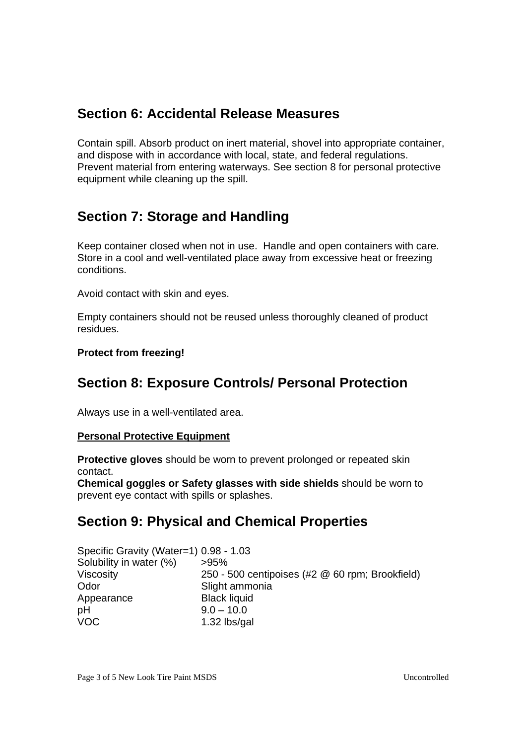## Section 6: Accidental Release Measures

Contain spill. Absorb product on inert material, shovel into appropriate container, and dispose with in accordance with local, state, and federal regulations. Prevent material from entering waterways. See section 8 for personal protective equipment while cleaning up the spill.

## Section 7: Storage and Handling

Keep container closed when not in use. Handle and open containers with care. Store in a cool and well-ventilated place away from excessive heat or freezing conditions.

Avoid contact with skin and eyes.

Empty containers should not be reused unless thoroughly cleaned of product residues.

**Protect from freezing!**

## Section 8: Exposure Controls/ Personal Protection

Always use in a well-ventilated area.

**Personal Protective Equipment**

**Protective gloves** should be worn to prevent prolonged or repeated skin contact.
**Chemical goggles or Safety glasses with side shields** should be worn to prevent eye contact with spills or splashes.

## Section 9: Physical and Chemical Properties

| | |
|---|---|
| Specific Gravity (Water=1) | 0.98 - 1.03 |
| Solubility in water (%) | >95% |
| Viscosity | 250 - 500 centipoises (#2 @ 60 rpm; Brookfield) |
| Odor | Slight ammonia |
| Appearance | Black liquid |
| pH | 9.0 – 10.0 |
| VOC | 1.32 lbs/gal |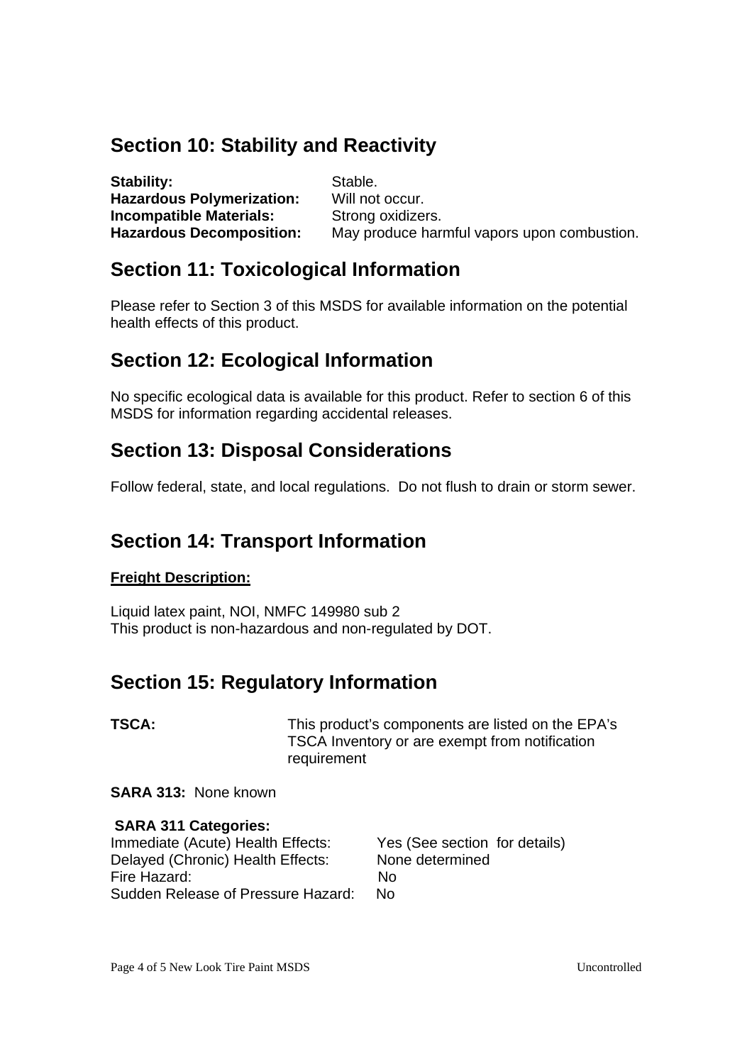## Section 10: Stability and Reactivity

**Stability:** Stable.
**Hazardous Polymerization:** Will not occur.
**Incompatible Materials:** Strong oxidizers.
**Hazardous Decomposition:** May produce harmful vapors upon combustion.

## Section 11: Toxicological Information

Please refer to Section 3 of this MSDS for available information on the potential health effects of this product.

## Section 12: Ecological Information

No specific ecological data is available for this product. Refer to section 6 of this MSDS for information regarding accidental releases.

## Section 13: Disposal Considerations

Follow federal, state, and local regulations. Do not flush to drain or storm sewer.

## Section 14: Transport Information

**Freight Description:**

Liquid latex paint, NOI, NMFC 149980 sub 2
This product is non-hazardous and non-regulated by DOT.

## Section 15: Regulatory Information

**TSCA:** This product's components are listed on the EPA's TSCA Inventory or are exempt from notification requirement

**SARA 313:** None known

**SARA 311 Categories:**
Immediate (Acute) Health Effects: Yes (See section for details)
Delayed (Chronic) Health Effects: None determined
Fire Hazard: No
Sudden Release of Pressure Hazard: No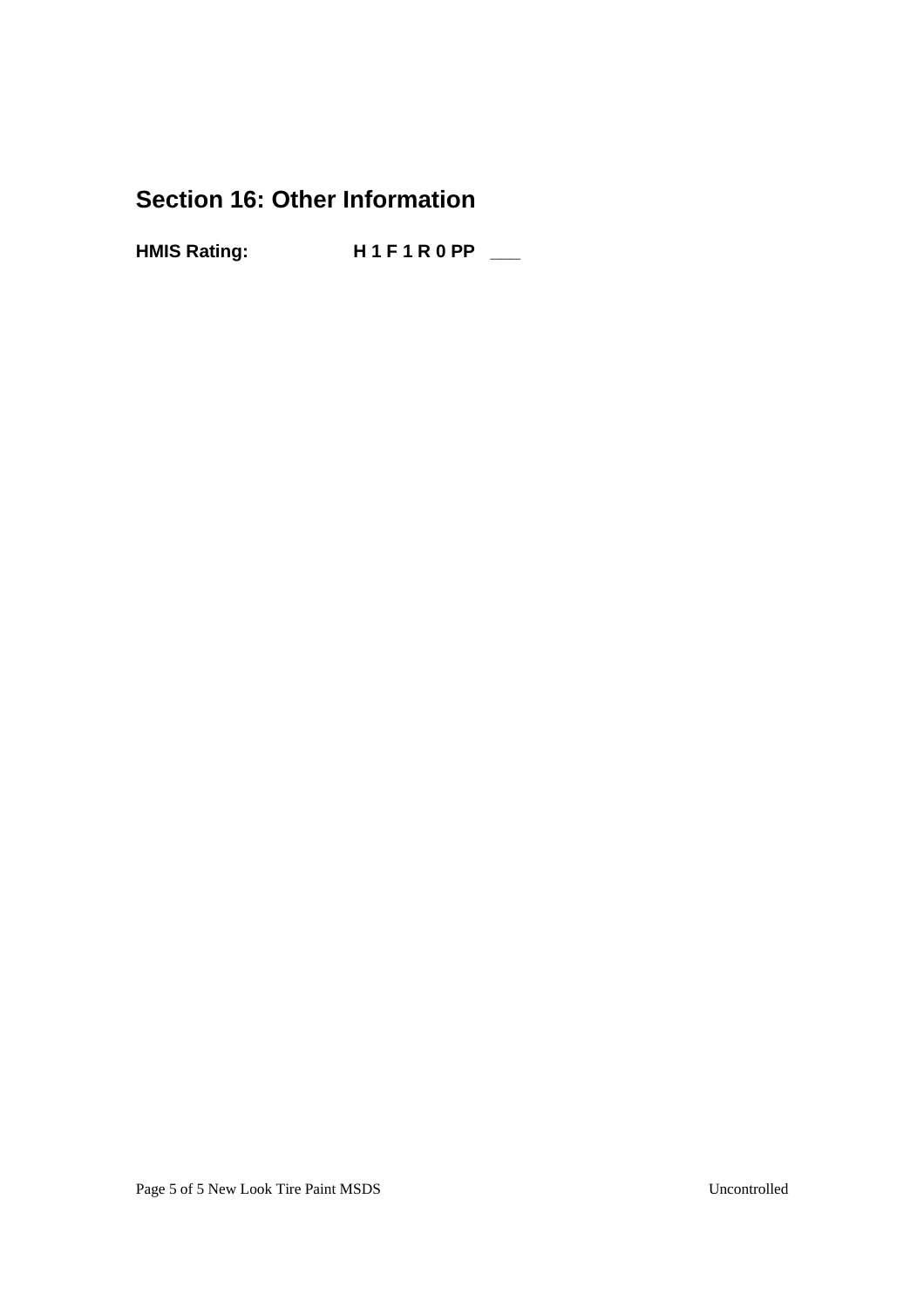## Section 16: Other Information

**HMIS Rating:** **H 1 F 1 R 0 PP** ___